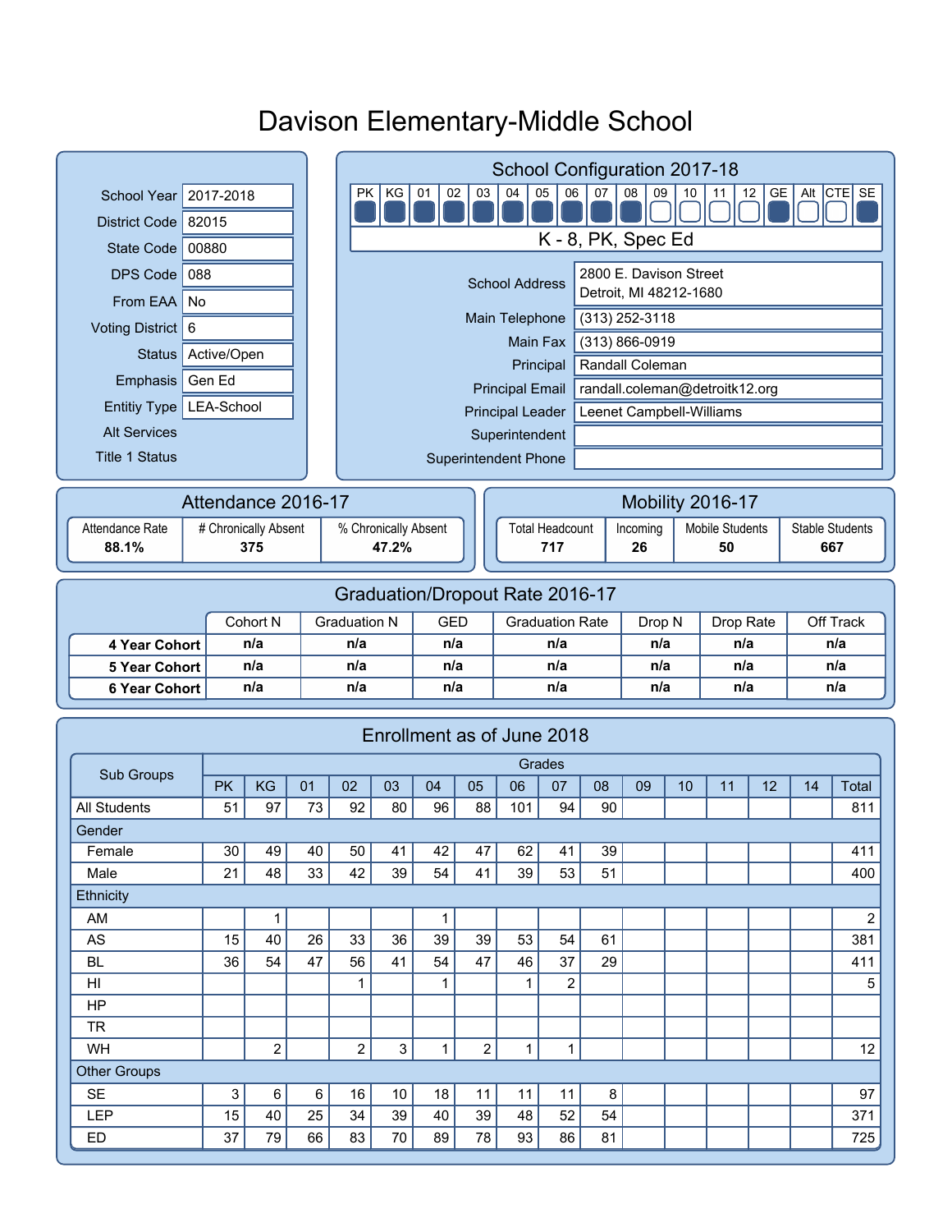# Davison Elementary-Middle School

| | |
|---|---|
| School Year | 2017-2018 |
| District Code | 82015 |
| State Code | 00880 |
| DPS Code | 088 |
| From EAA | No |
| Voting District | 6 |
| Status | Active/Open |
| Emphasis | Gen Ed |
| Entitiy Type | LEA-School |
| Alt Services | |
| Title 1 Status | |

## School Configuration 2017-18

| PK | KG | 01 | 02 | 03 | 04 | 05 | 06 | 07 | 08 | 09 | 10 | 11 | 12 | GE | Alt | CTE | SE |
|---|---|---|---|---|---|---|---|---|---|---|---|---|---|---|---|---|---|
| ■ | ■ | ■ | ■ | ■ | ■ | ■ | ■ | ■ | ■ | □ | □ | □ | □ | ■ | □ | □ | ■ |

K - 8, PK, Spec Ed

| | |
|---|---|
| School Address | 2800 E. Davison Street<br>Detroit, MI 48212-1680 |
| Main Telephone | (313) 252-3118 |
| Main Fax | (313) 866-0919 |
| Principal | Randall Coleman |
| Principal Email | randall.coleman@detroitk12.org |
| Principal Leader | Leenet Campbell-Williams |
| Superintendent | |
| Superintendent Phone | |

## Attendance 2016-17

| Attendance Rate | # Chronically Absent | % Chronically Absent |
|---|---|---|
| **88.1%** | **375** | **47.2%** |

## Mobility 2016-17

| Total Headcount | Incoming | Mobile Students | Stable Students |
|---|---|---|---|
| **717** | **26** | **50** | **667** |

## Graduation/Dropout Rate 2016-17

| | Cohort N | Graduation N | GED | Graduation Rate | Drop N | Drop Rate | Off Track |
|---|---|---|---|---|---|---|---|
| **4 Year Cohort** | n/a | n/a | n/a | n/a | n/a | n/a | n/a |
| **5 Year Cohort** | n/a | n/a | n/a | n/a | n/a | n/a | n/a |
| **6 Year Cohort** | n/a | n/a | n/a | n/a | n/a | n/a | n/a |

## Enrollment as of June 2018

| Sub Groups | Grades | | | | | | | | | | | | | | |
|---|---|---|---|---|---|---|---|---|---|---|---|---|---|---|---|
| | PK | KG | 01 | 02 | 03 | 04 | 05 | 06 | 07 | 08 | 09 | 10 | 11 | 12 | 14 | Total |
| All Students | 51 | 97 | 73 | 92 | 80 | 96 | 88 | 101 | 94 | 90 | | | | | | 811 |
| **Gender** | | | | | | | | | | | | | | | | |
| Female | 30 | 49 | 40 | 50 | 41 | 42 | 47 | 62 | 41 | 39 | | | | | | 411 |
| Male | 21 | 48 | 33 | 42 | 39 | 54 | 41 | 39 | 53 | 51 | | | | | | 400 |
| **Ethnicity** | | | | | | | | | | | | | | | | |
| AM | | 1 | | | | 1 | | | | | | | | | | 2 |
| AS | 15 | 40 | 26 | 33 | 36 | 39 | 39 | 53 | 54 | 61 | | | | | | 381 |
| BL | 36 | 54 | 47 | 56 | 41 | 54 | 47 | 46 | 37 | 29 | | | | | | 411 |
| HI | | | | 1 | | 1 | | 1 | 2 | | | | | | | 5 |
| HP | | | | | | | | | | | | | | | | |
| TR | | | | | | | | | | | | | | | | |
| WH | | 2 | | 2 | 3 | 1 | 2 | 1 | 1 | | | | | | | 12 |
| **Other Groups** | | | | | | | | | | | | | | | | |
| SE | 3 | 6 | 6 | 16 | 10 | 18 | 11 | 11 | 11 | 8 | | | | | | 97 |
| LEP | 15 | 40 | 25 | 34 | 39 | 40 | 39 | 48 | 52 | 54 | | | | | | 371 |
| ED | 37 | 79 | 66 | 83 | 70 | 89 | 78 | 93 | 86 | 81 | | | | | | 725 |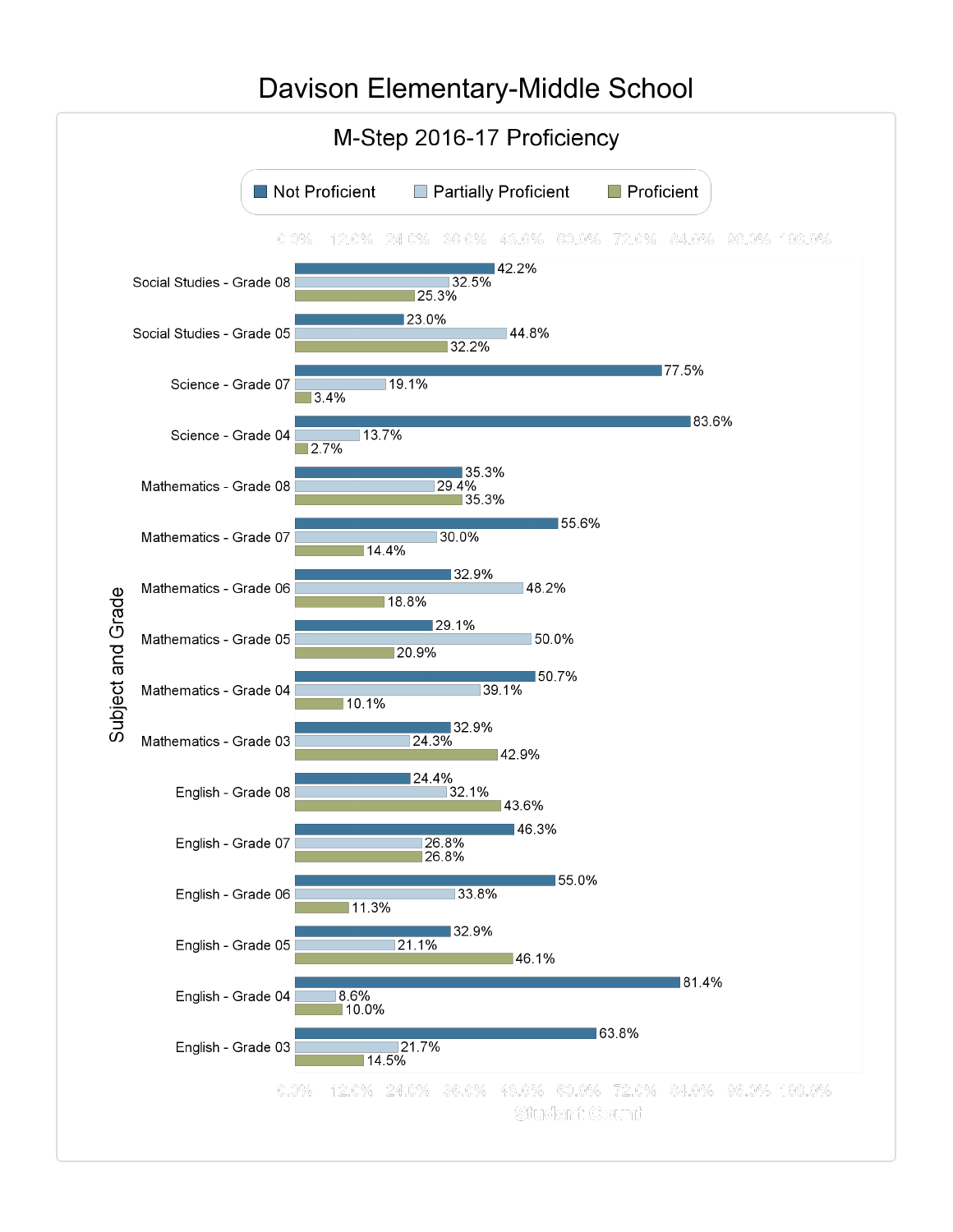# Davison Elementary-Middle School

## M-Step 2016-17 Proficiency

| Subject and Grade | Not Proficient | Partially Proficient | Proficient |
|---|---|---|---|
| Social Studies - Grade 08 | 42.2% | 32.5% | 25.3% |
| Social Studies - Grade 05 | 23.0% | 44.8% | 32.2% |
| Science - Grade 07 | 77.5% | 19.1% | 3.4% |
| Science - Grade 04 | 83.6% | 13.7% | 2.7% |
| Mathematics - Grade 08 | 35.3% | 29.4% | 35.3% |
| Mathematics - Grade 07 | 55.6% | 30.0% | 14.4% |
| Mathematics - Grade 06 | 32.9% | 48.2% | 18.8% |
| Mathematics - Grade 05 | 29.1% | 50.0% | 20.9% |
| Mathematics - Grade 04 | 50.7% | 39.1% | 10.1% |
| Mathematics - Grade 03 | 32.9% | 24.3% | 42.9% |
| English - Grade 08 | 24.4% | 32.1% | 43.6% |
| English - Grade 07 | 46.3% | 26.8% | 26.8% |
| English - Grade 06 | 55.0% | 33.8% | 11.3% |
| English - Grade 05 | 32.9% | 21.1% | 46.1% |
| English - Grade 04 | 81.4% | 8.6% | 10.0% |
| English - Grade 03 | 63.8% | 21.7% | 14.5% |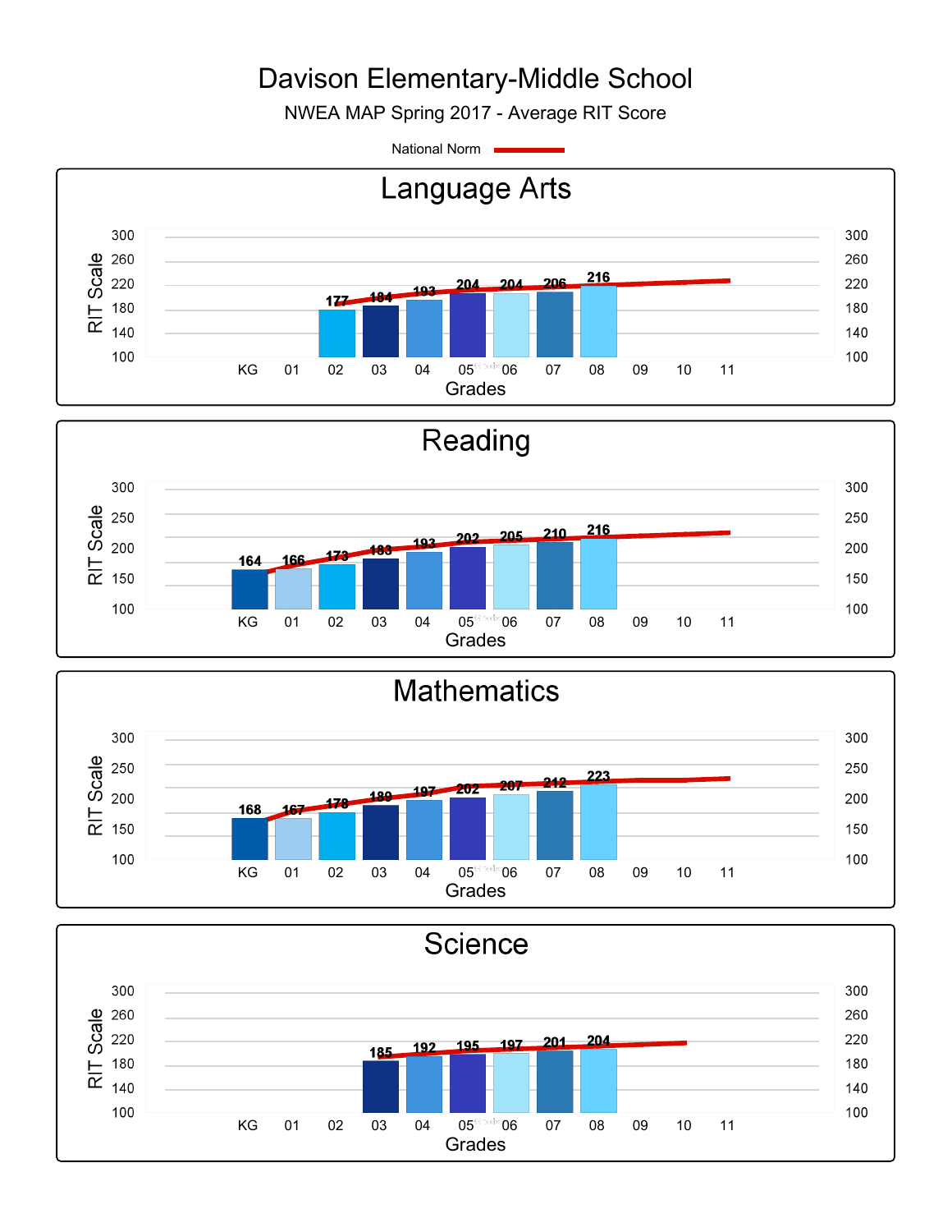# Davison Elementary-Middle School

NWEA MAP Spring 2017 - Average RIT Score

National Norm

## Language Arts

| Grades | KG | 01 | 02 | 03 | 04 | 05 | 06 | 07 | 08 | 09 | 10 | 11 |
|---|---|---|---|---|---|---|---|---|---|---|---|---|
| RIT Scale | | | 177 | 184 | 193 | 204 | 204 | 206 | 216 | | | |

## Reading

| Grades | KG | 01 | 02 | 03 | 04 | 05 | 06 | 07 | 08 | 09 | 10 | 11 |
|---|---|---|---|---|---|---|---|---|---|---|---|---|
| RIT Scale | 164 | 166 | 173 | 183 | 193 | 202 | 205 | 210 | 216 | | | |

## Mathematics

| Grades | KG | 01 | 02 | 03 | 04 | 05 | 06 | 07 | 08 | 09 | 10 | 11 |
|---|---|---|---|---|---|---|---|---|---|---|---|---|
| RIT Scale | 168 | 167 | 178 | 189 | 197 | 202 | 207 | 212 | 223 | | | |

## Science

| Grades | KG | 01 | 02 | 03 | 04 | 05 | 06 | 07 | 08 | 09 | 10 | 11 |
|---|---|---|---|---|---|---|---|---|---|---|---|---|
| RIT Scale | | | | 185 | 192 | 195 | 197 | 201 | 204 | | | |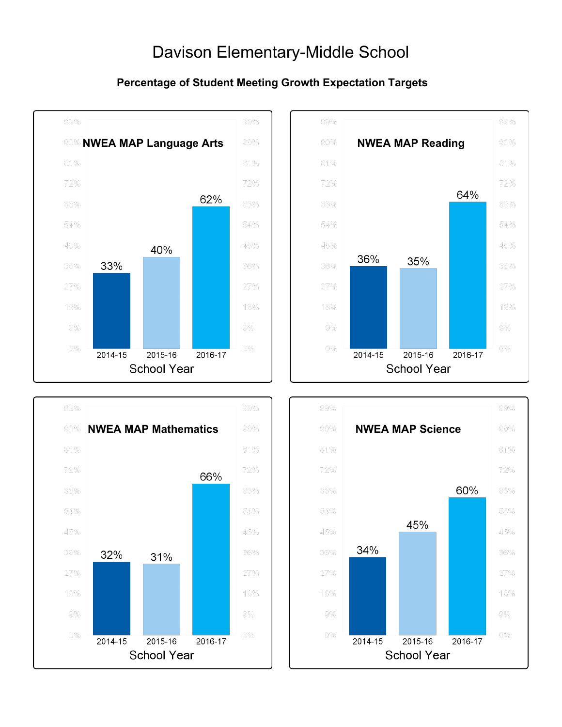# Davison Elementary-Middle School

**Percentage of Student Meeting Growth Expectation Targets**

**NWEA MAP Language Arts**

33%
40%
62%

2014-15
2015-16
2016-17

School Year

**NWEA MAP Reading**

36%
35%
64%

2014-15
2015-16
2016-17

School Year

**NWEA MAP Mathematics**

32%
31%
66%

2014-15
2015-16
2016-17

School Year

**NWEA MAP Science**

34%
45%
60%

2014-15
2015-16
2016-17

School Year